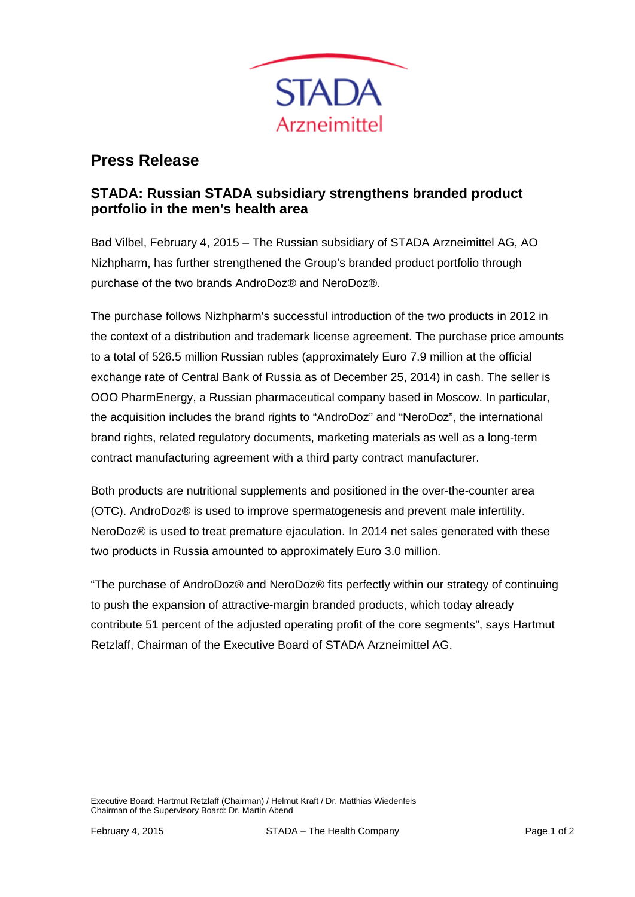STADA
Arzneimittel

# Press Release

## STADA: Russian STADA subsidiary strengthens branded product portfolio in the men's health area

Bad Vilbel, February 4, 2015 – The Russian subsidiary of STADA Arzneimittel AG, AO Nizhpharm, has further strengthened the Group's branded product portfolio through purchase of the two brands AndroDoz® and NeroDoz®.

The purchase follows Nizhpharm's successful introduction of the two products in 2012 in the context of a distribution and trademark license agreement. The purchase price amounts to a total of 526.5 million Russian rubles (approximately Euro 7.9 million at the official exchange rate of Central Bank of Russia as of December 25, 2014) in cash. The seller is OOO PharmEnergy, a Russian pharmaceutical company based in Moscow. In particular, the acquisition includes the brand rights to "AndroDoz" and "NeroDoz", the international brand rights, related regulatory documents, marketing materials as well as a long-term contract manufacturing agreement with a third party contract manufacturer.

Both products are nutritional supplements and positioned in the over-the-counter area (OTC). AndroDoz® is used to improve spermatogenesis and prevent male infertility. NeroDoz® is used to treat premature ejaculation. In 2014 net sales generated with these two products in Russia amounted to approximately Euro 3.0 million.

"The purchase of AndroDoz® and NeroDoz® fits perfectly within our strategy of continuing to push the expansion of attractive-margin branded products, which today already contribute 51 percent of the adjusted operating profit of the core segments", says Hartmut Retzlaff, Chairman of the Executive Board of STADA Arzneimittel AG.

Executive Board: Hartmut Retzlaff (Chairman) / Helmut Kraft / Dr. Matthias Wiedenfels
Chairman of the Supervisory Board: Dr. Martin Abend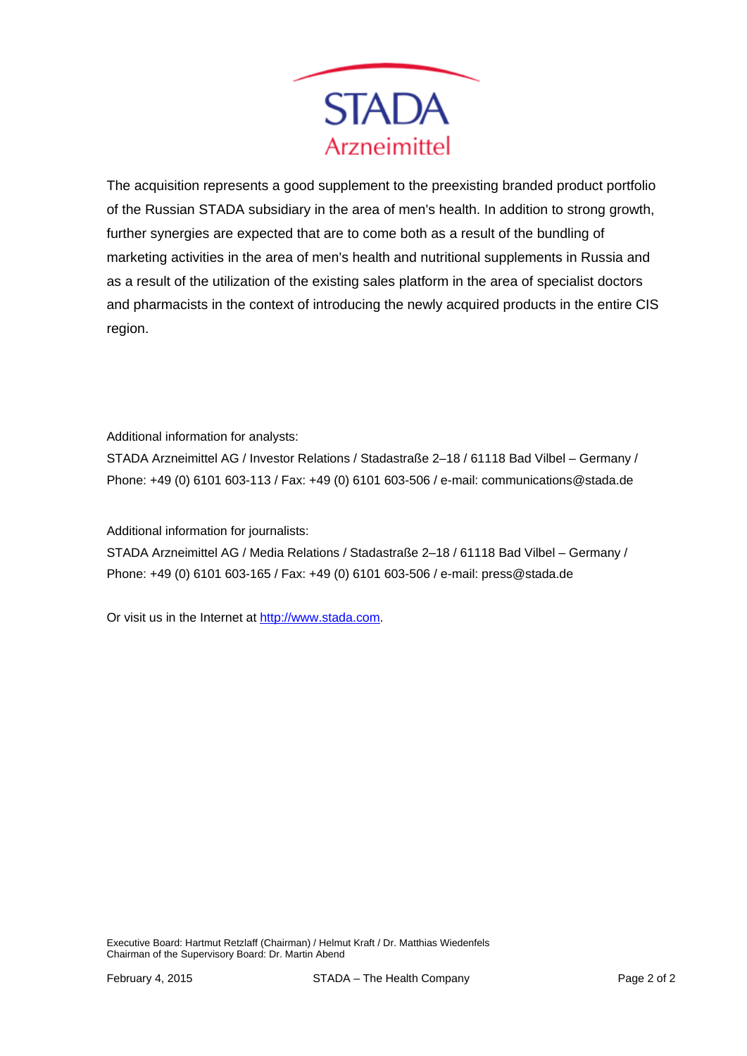The acquisition represents a good supplement to the preexisting branded product portfolio of the Russian STADA subsidiary in the area of men's health. In addition to strong growth, further synergies are expected that are to come both as a result of the bundling of marketing activities in the area of men's health and nutritional supplements in Russia and as a result of the utilization of the existing sales platform in the area of specialist doctors and pharmacists in the context of introducing the newly acquired products in the entire CIS region.

Additional information for analysts:
STADA Arzneimittel AG / Investor Relations / Stadastraße 2–18 / 61118 Bad Vilbel – Germany / Phone: +49 (0) 6101 603-113 / Fax: +49 (0) 6101 603-506 / e-mail: communications@stada.de

Additional information for journalists:
STADA Arzneimittel AG / Media Relations / Stadastraße 2–18 / 61118 Bad Vilbel – Germany / Phone: +49 (0) 6101 603-165 / Fax: +49 (0) 6101 603-506 / e-mail: press@stada.de

Or visit us in the Internet at http://www.stada.com.

Executive Board: Hartmut Retzlaff (Chairman) / Helmut Kraft / Dr. Matthias Wiedenfels
Chairman of the Supervisory Board: Dr. Martin Abend